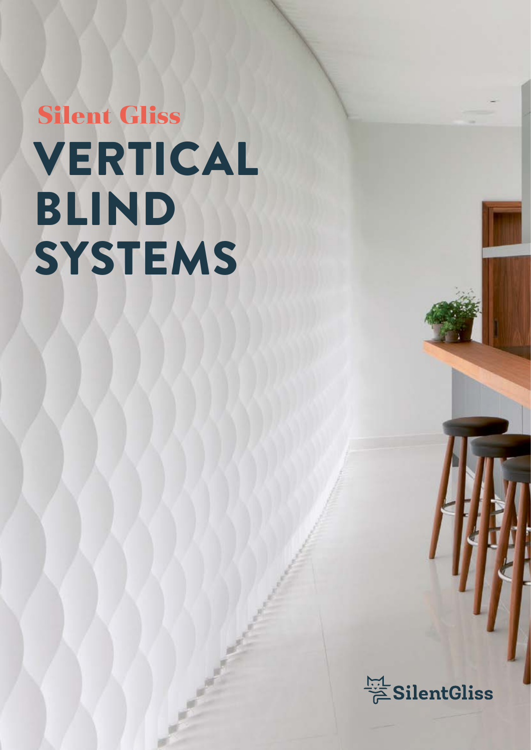Silent Gliss

# VERTICAL BLIND SYSTEMS

SilentGliss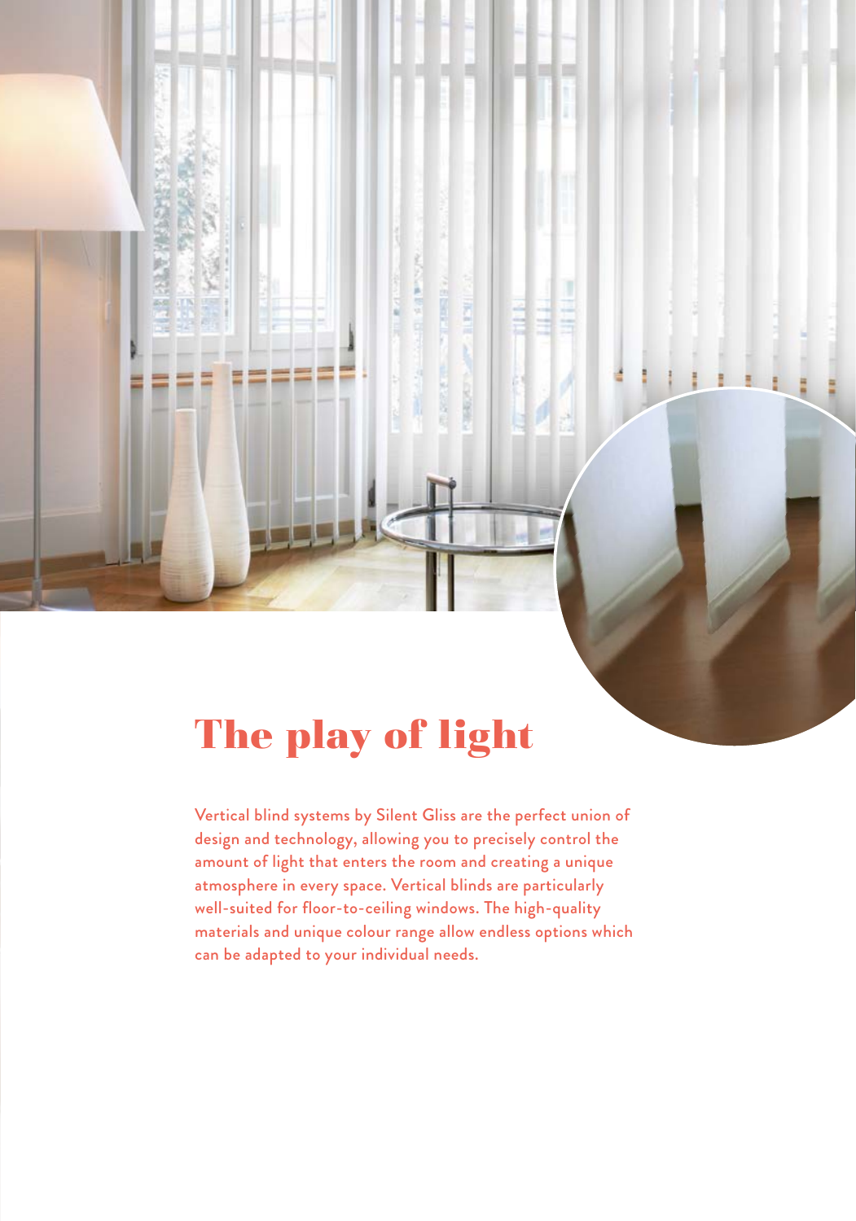# The play of light

Vertical blind systems by Silent Gliss are the perfect union of design and technology, allowing you to precisely control the amount of light that enters the room and creating a unique atmosphere in every space. Vertical blinds are particularly well-suited for floor-to-ceiling windows. The high-quality materials and unique colour range allow endless options which can be adapted to your individual needs.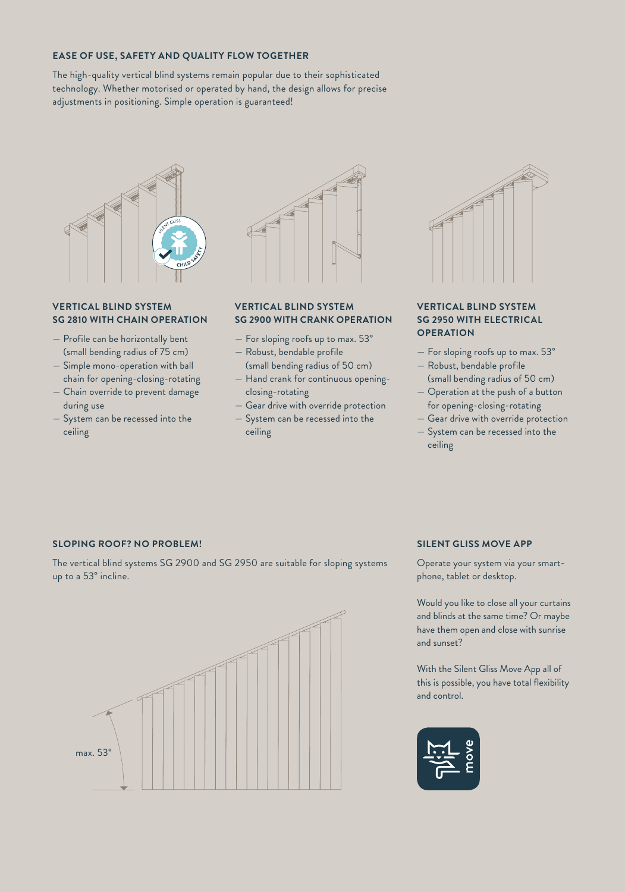## EASE OF USE, SAFETY AND QUALITY FLOW TOGETHER

The high-quality vertical blind systems remain popular due to their sophisticated technology. Whether motorised or operated by hand, the design allows for precise adjustments in positioning. Simple operation is guaranteed!

### VERTICAL BLIND SYSTEM SG 2810 WITH CHAIN OPERATION

- Profile can be horizontally bent (small bending radius of 75 cm)
- Simple mono-operation with ball chain for opening-closing-rotating
- Chain override to prevent damage during use
- System can be recessed into the ceiling

### VERTICAL BLIND SYSTEM SG 2900 WITH CRANK OPERATION

- For sloping roofs up to max. 53°
- Robust, bendable profile (small bending radius of 50 cm)
- Hand crank for continuous opening-closing-rotating
- Gear drive with override protection
- System can be recessed into the ceiling

### VERTICAL BLIND SYSTEM SG 2950 WITH ELECTRICAL OPERATION

- For sloping roofs up to max. 53°
- Robust, bendable profile (small bending radius of 50 cm)
- Operation at the push of a button for opening-closing-rotating
- Gear drive with override protection
- System can be recessed into the ceiling

## SLOPING ROOF? NO PROBLEM!

The vertical blind systems SG 2900 and SG 2950 are suitable for sloping systems up to a 53° incline.

max. 53°

## SILENT GLISS MOVE APP

Operate your system via your smartphone, tablet or desktop.

Would you like to close all your curtains and blinds at the same time? Or maybe have them open and close with sunrise and sunset?

With the Silent Gliss Move App all of this is possible, you have total flexibility and control.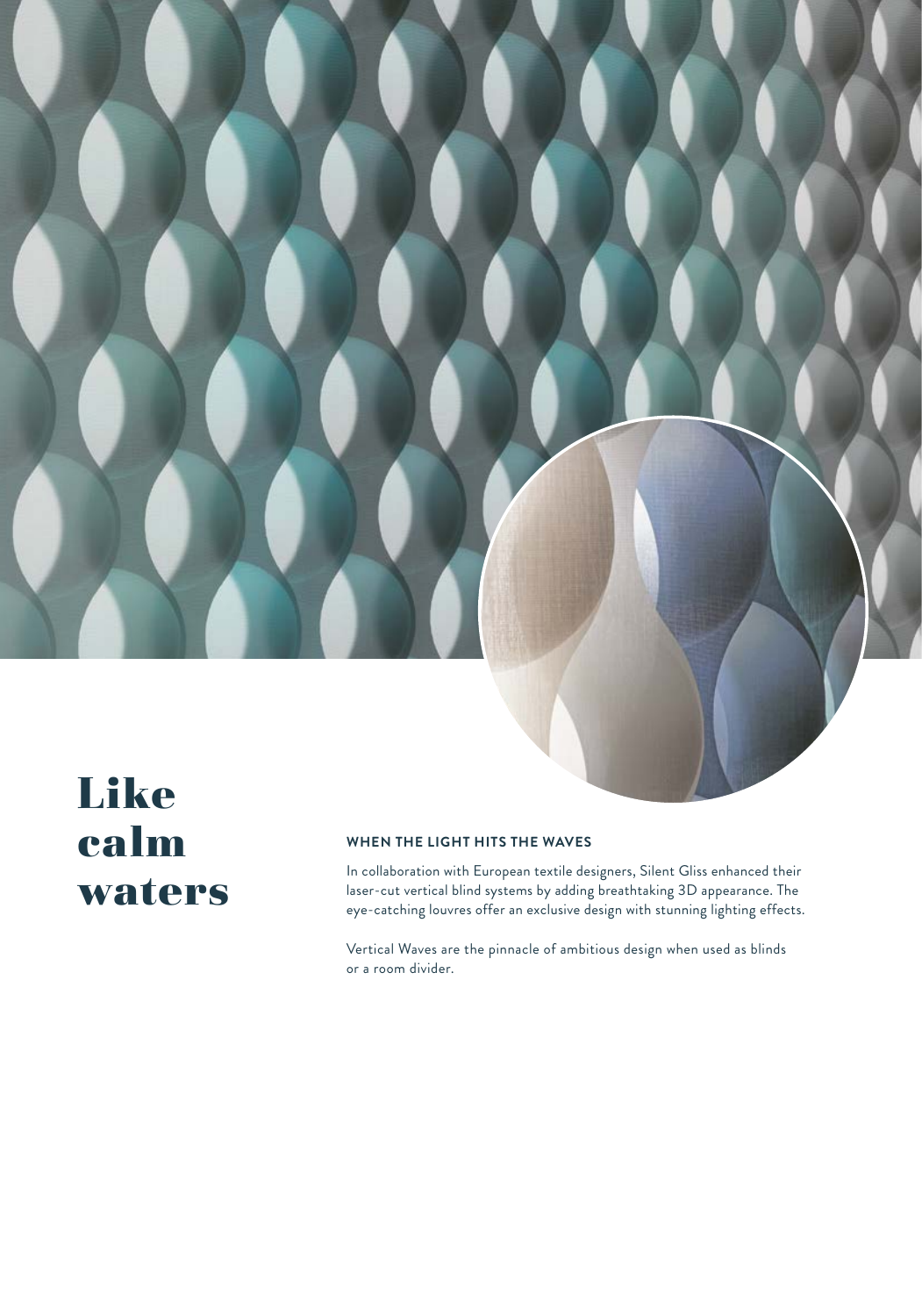# Like calm waters

### WHEN THE LIGHT HITS THE WAVES

In collaboration with European textile designers, Silent Gliss enhanced their laser-cut vertical blind systems by adding breathtaking 3D appearance. The eye-catching louvres offer an exclusive design with stunning lighting effects.

Vertical Waves are the pinnacle of ambitious design when used as blinds or a room divider.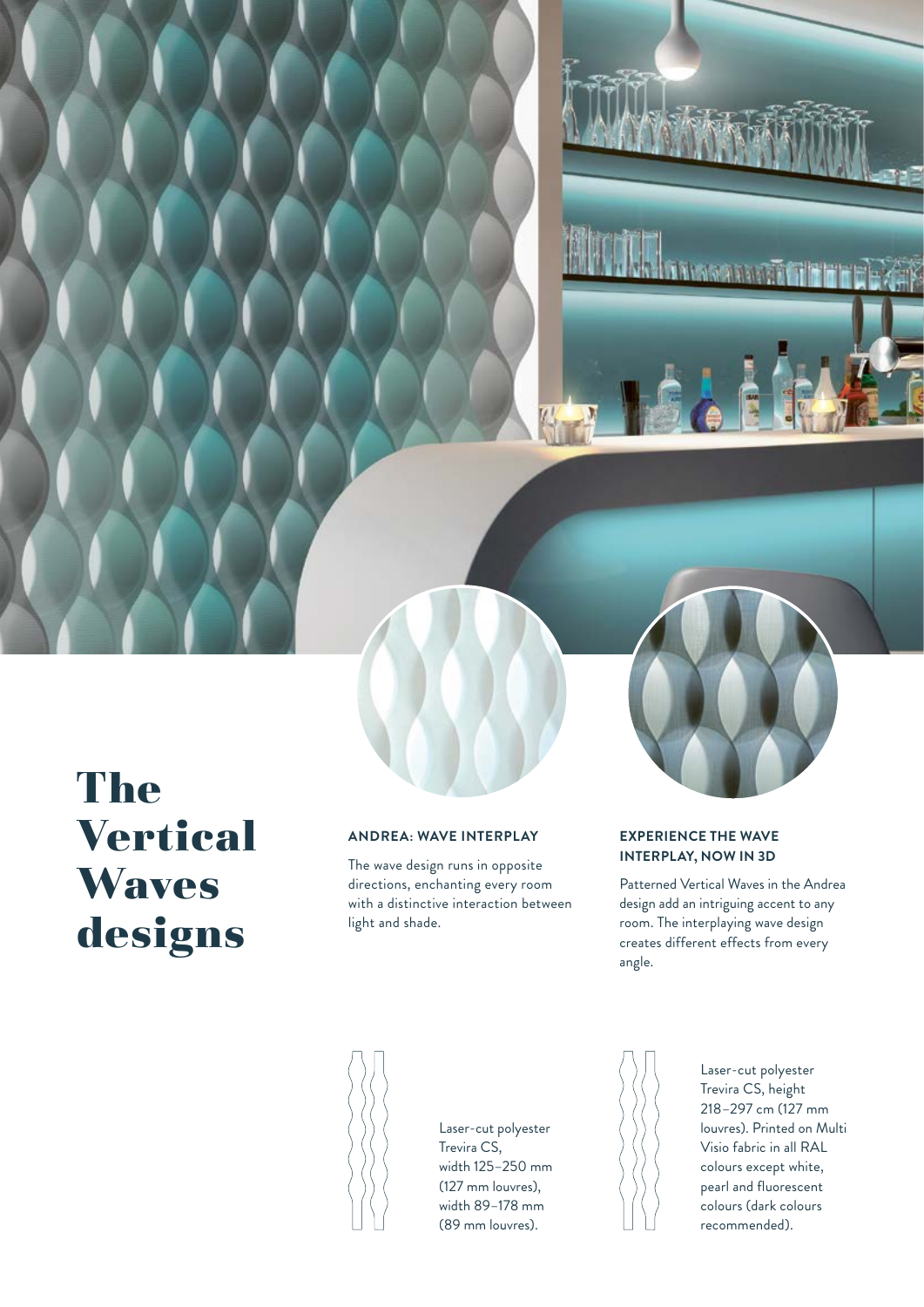# The Vertical Waves designs

### ANDREA: WAVE INTERPLAY

The wave design runs in opposite directions, enchanting every room with a distinctive interaction between light and shade.

Laser-cut polyester Trevira CS, width 125–250 mm (127 mm louvres), width 89–178 mm (89 mm louvres).

### EXPERIENCE THE WAVE INTERPLAY, NOW IN 3D

Patterned Vertical Waves in the Andrea design add an intriguing accent to any room. The interplaying wave design creates different effects from every angle.

Laser-cut polyester Trevira CS, height 218–297 cm (127 mm louvres). Printed on Multi Visio fabric in all RAL colours except white, pearl and fluorescent colours (dark colours recommended).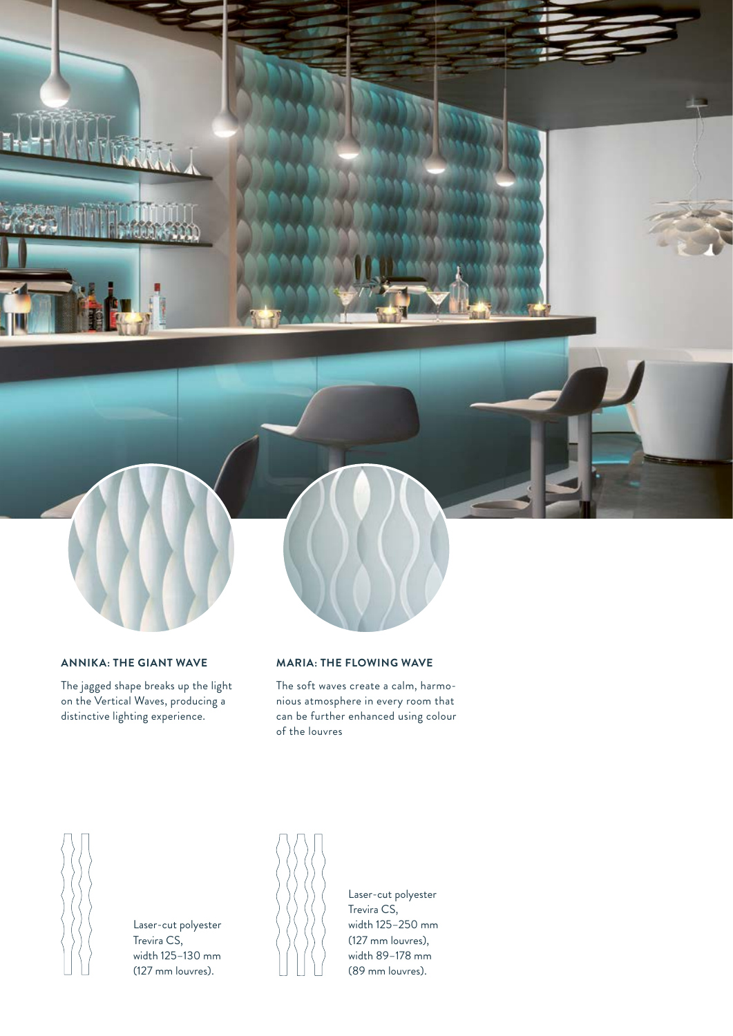### ANNIKA: THE GIANT WAVE

The jagged shape breaks up the light on the Vertical Waves, producing a distinctive lighting experience.

### MARIA: THE FLOWING WAVE

The soft waves create a calm, harmonious atmosphere in every room that can be further enhanced using colour of the louvres

Laser-cut polyester Trevira CS, width 125–130 mm (127 mm louvres).

Laser-cut polyester Trevira CS, width 125–250 mm (127 mm louvres), width 89–178 mm (89 mm louvres).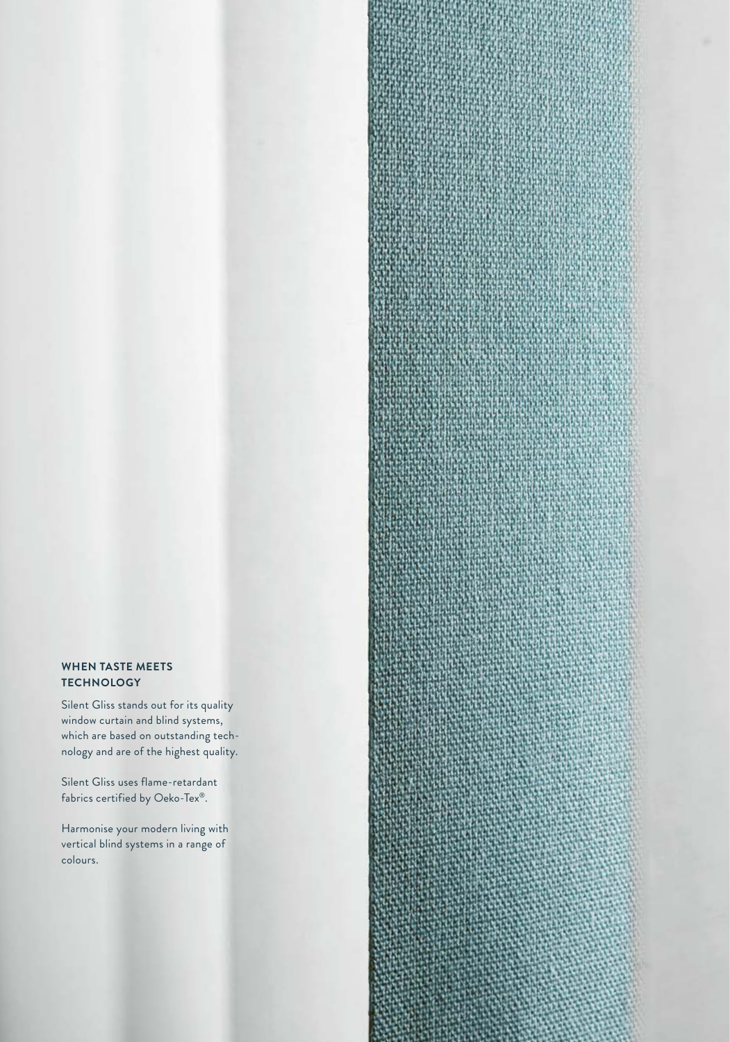## WHEN TASTE MEETS TECHNOLOGY

Silent Gliss stands out for its quality window curtain and blind systems, which are based on outstanding technology and are of the highest quality.

Silent Gliss uses flame-retardant fabrics certified by Oeko-Tex®.

Harmonise your modern living with vertical blind systems in a range of colours.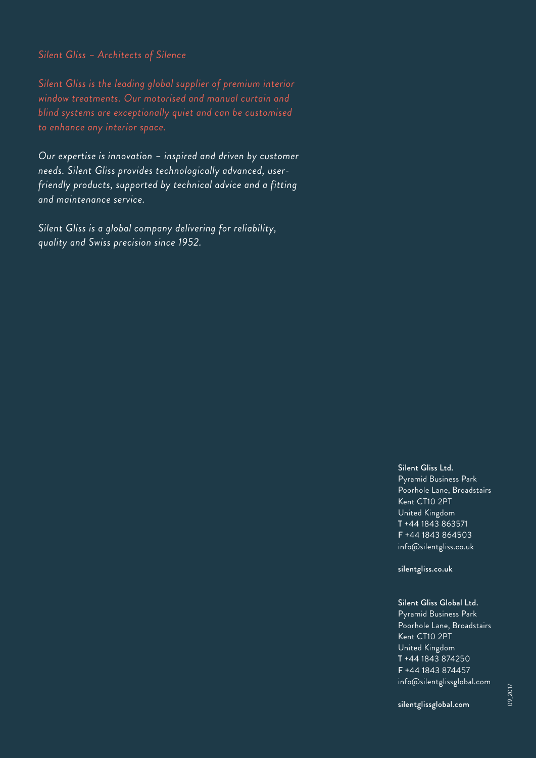*Silent Gliss – Architects of Silence*

*Silent Gliss is the leading global supplier of premium interior window treatments. Our motorised and manual curtain and blind systems are exceptionally quiet and can be customised to enhance any interior space.*

*Our expertise is innovation – inspired and driven by customer needs. Silent Gliss provides technologically advanced, user-friendly products, supported by technical advice and a fitting and maintenance service.*

*Silent Gliss is a global company delivering for reliability, quality and Swiss precision since 1952.*

**Silent Gliss Ltd.**
Pyramid Business Park
Poorhole Lane, Broadstairs
Kent CT10 2PT
United Kingdom
**T** +44 1843 863571
**F** +44 1843 864503
info@silentgliss.co.uk

**silentgliss.co.uk**

**Silent Gliss Global Ltd.**
Pyramid Business Park
Poorhole Lane, Broadstairs
Kent CT10 2PT
United Kingdom
**T** +44 1843 874250
**F** +44 1843 874457
info@silentglissglobal.com

**silentglissglobal.com**

09_2017